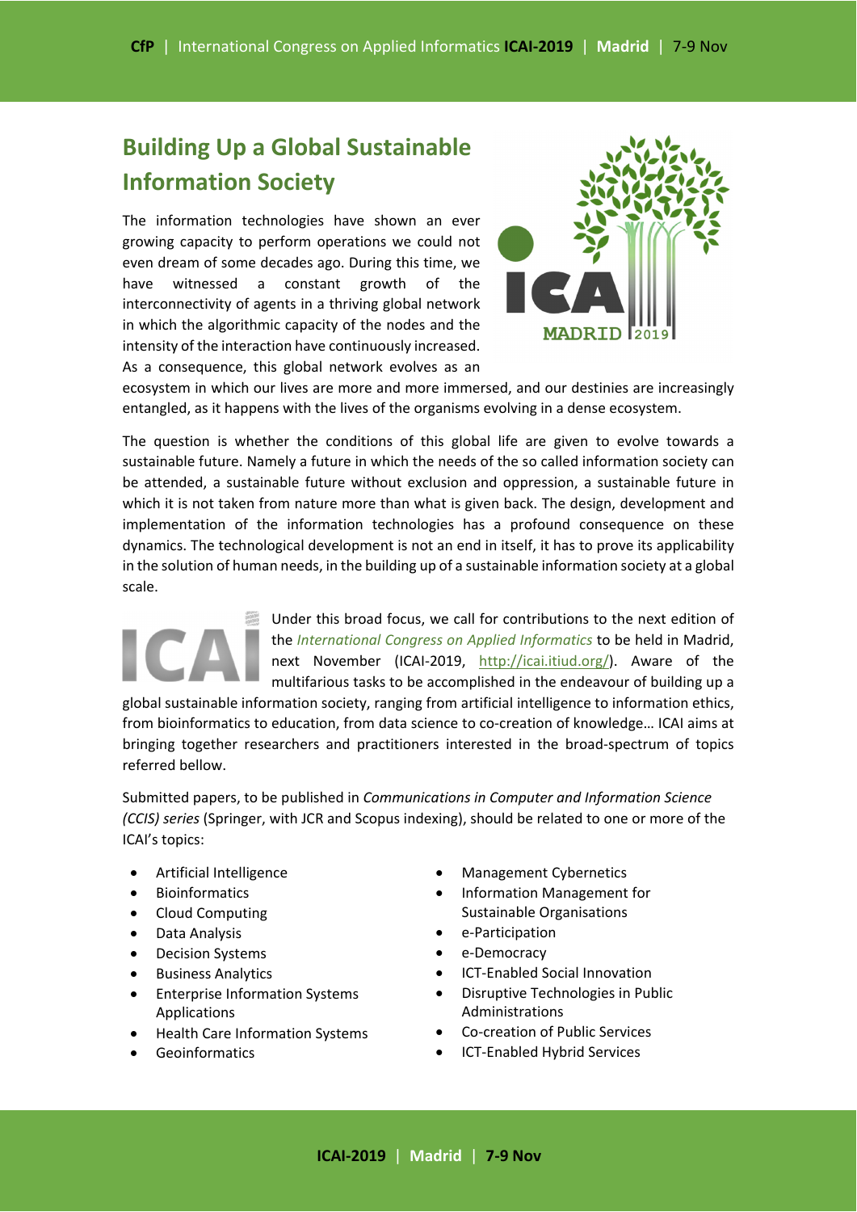## Building Up a Global Sustainable Information Society

The information technologies have shown an ever growing capacity to perform operations we could not even dream of some decades ago. During this time, we have witnessed a constant growth of the interconnectivity of agents in a thriving global network in which the algorithmic capacity of the nodes and the intensity of the interaction have continuously increased. As a consequence, this global network evolves as an ecosystem in which our lives are more and more immersed, and our destinies are increasingly entangled, as it happens with the lives of the organisms evolving in a dense ecosystem.

The question is whether the conditions of this global life are given to evolve towards a sustainable future. Namely a future in which the needs of the so called information society can be attended, a sustainable future without exclusion and oppression, a sustainable future in which it is not taken from nature more than what is given back. The design, development and implementation of the information technologies has a profound consequence on these dynamics. The technological development is not an end in itself, it has to prove its applicability in the solution of human needs, in the building up of a sustainable information society at a global scale.

Under this broad focus, we call for contributions to the next edition of the *International Congress on Applied Informatics* to be held in Madrid, next November (ICAI-2019, http://icai.itiud.org/). Aware of the multifarious tasks to be accomplished in the endeavour of building up a global sustainable information society, ranging from artificial intelligence to information ethics, from bioinformatics to education, from data science to co-creation of knowledge… ICAI aims at bringing together researchers and practitioners interested in the broad-spectrum of topics referred bellow.

Submitted papers, to be published in *Communications in Computer and Information Science (CCIS) series* (Springer, with JCR and Scopus indexing), should be related to one or more of the ICAI's topics:

- Artificial Intelligence
- Bioinformatics
- Cloud Computing
- Data Analysis
- Decision Systems
- Business Analytics
- Enterprise Information Systems Applications
- Health Care Information Systems
- Geoinformatics
- Management Cybernetics
- Information Management for Sustainable Organisations
- e-Participation
- e-Democracy
- ICT-Enabled Social Innovation
- Disruptive Technologies in Public Administrations
- Co-creation of Public Services
- ICT-Enabled Hybrid Services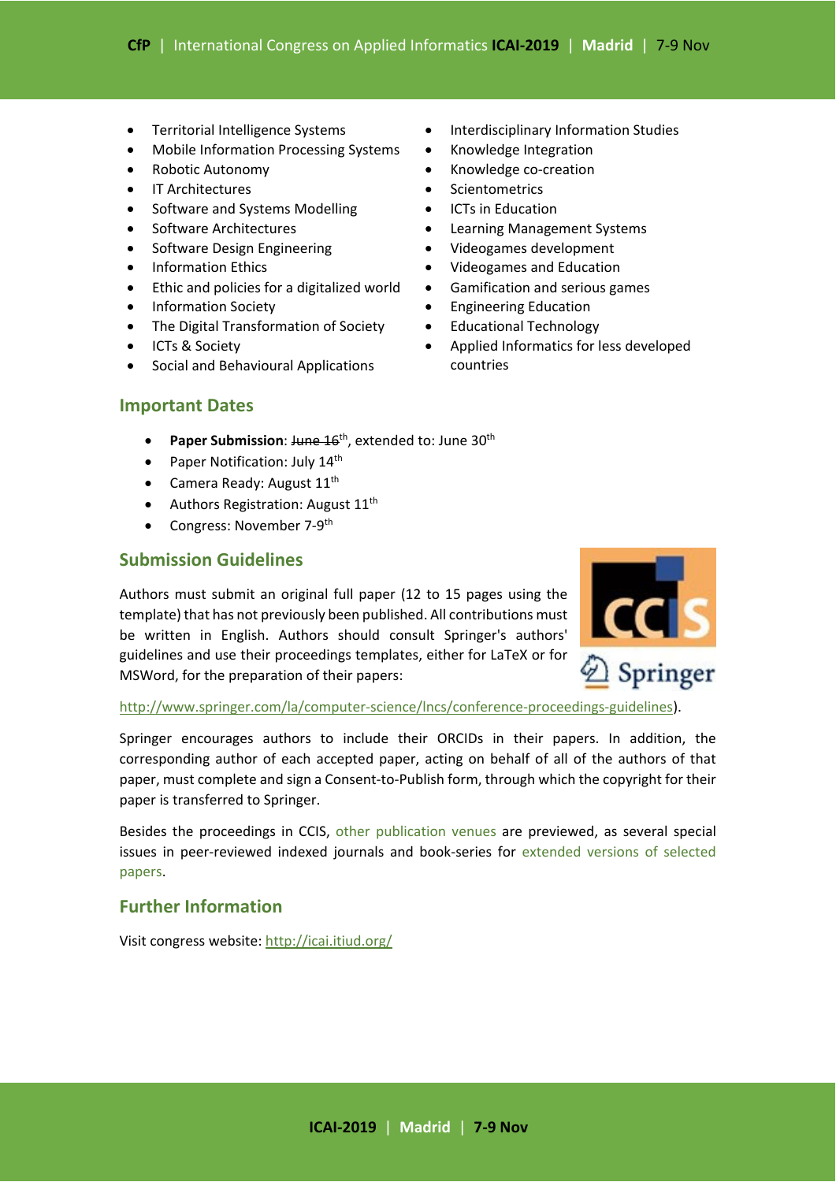- Territorial Intelligence Systems
- Mobile Information Processing Systems
- Robotic Autonomy
- IT Architectures
- Software and Systems Modelling
- Software Architectures
- Software Design Engineering
- Information Ethics
- Ethic and policies for a digitalized world
- Information Society
- The Digital Transformation of Society
- ICTs & Society
- Social and Behavioural Applications
- Interdisciplinary Information Studies
- Knowledge Integration
- Knowledge co-creation
- Scientometrics
- ICTs in Education
- Learning Management Systems
- Videogames development
- Videogames and Education
- Gamification and serious games
- Engineering Education
- Educational Technology
- Applied Informatics for less developed countries

## Important Dates

- **Paper Submission**: ~~June 16th~~, extended to: June 30th
- Paper Notification: July 14th
- Camera Ready: August 11th
- Authors Registration: August 11th
- Congress: November 7-9th

## Submission Guidelines

Authors must submit an original full paper (12 to 15 pages using the template) that has not previously been published. All contributions must be written in English. Authors should consult Springer's authors' guidelines and use their proceedings templates, either for LaTeX or for MSWord, for the preparation of their papers:

http://www.springer.com/la/computer-science/lncs/conference-proceedings-guidelines).

Springer encourages authors to include their ORCIDs in their papers. In addition, the corresponding author of each accepted paper, acting on behalf of all of the authors of that paper, must complete and sign a Consent-to-Publish form, through which the copyright for their paper is transferred to Springer.

Besides the proceedings in CCIS, other publication venues are previewed, as several special issues in peer-reviewed indexed journals and book-series for extended versions of selected papers.

## Further Information

Visit congress website: http://icai.itiud.org/